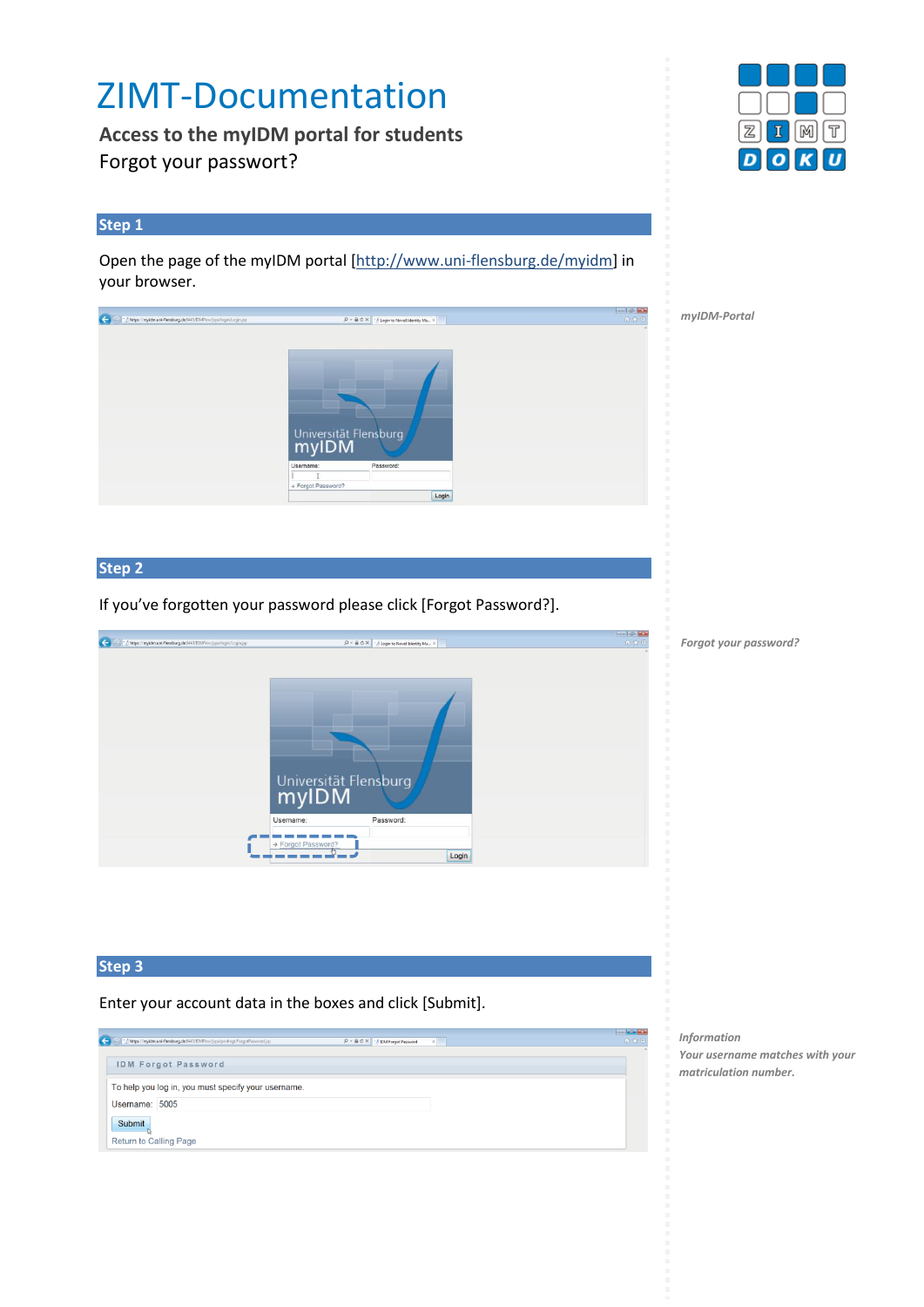# ZIMT-Documentation

**Access to the myIDM portal for students**

Forgot your passwort?

## Step 1

Open the page of the myIDM portal [http://www.uni-flensburg.de/myidm] in your browser.

*myIDM-Portal*

## Step 2

If you've forgotten your password please click [Forgot Password?].

*Forgot your password?*

## Step 3

Enter your account data in the boxes and click [Submit].

*Information*
*Your username matches with your matriculation number.*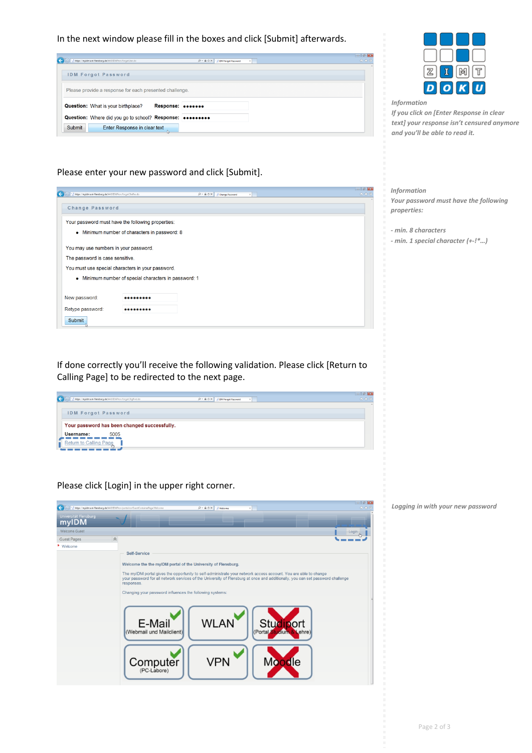In the next window please fill in the boxes and click [Submit] afterwards.

IDM Forgot Password

Please provide a response for each presented challenge.

**Question:** What is your birthplace? **Response:** •••••••

**Question:** Where did you go to school? **Response:** •••••••••

Submit | Enter Response in clear text

*Information*
*If you click on [Enter Response in clear text] your response isn't censured anymore and you'll be able to read it.*

Please enter your new password and click [Submit].

Change Password

Your password must have the following properties:

- Minimum number of characters in password: 8

You may use numbers in your password.

The password is case sensitive.

You must use special characters in your password.

- Minimum number of special characters in password: 1

New password: •••••••••

Retype password: •••••••••

Submit

*Information*
*Your password must have the following properties:*

*- min. 8 characters*
*- min. 1 special character (+-!*…)*

If done correctly you'll receive the following validation. Please click [Return to Calling Page] to be redirected to the next page.

IDM Forgot Password

**Your password has been changed successfully.**

**Username:** 5005

Return to Calling Page

Please click [Login] in the upper right corner.

*Logging in with your new password*

Universität Flensburg
myIDM

Welcome Guest | Login

Guest Pages
- Welcome

**Self-Service**

**Welcome the the myIDM portal of the University of Flensburg.**

The myIDM portal gives the opportunity to self-administrate your network access account. You are able to change your password for all network services of the University of Flensburg at once and additionally, you can set password challenge responses.

Changing your password influences the following systems:

E-Mail (Webmail und Mailclient) | WLAN | Studiport (Portal Studium & Lehre)

Computer (PC-Labore) | VPN | Moodle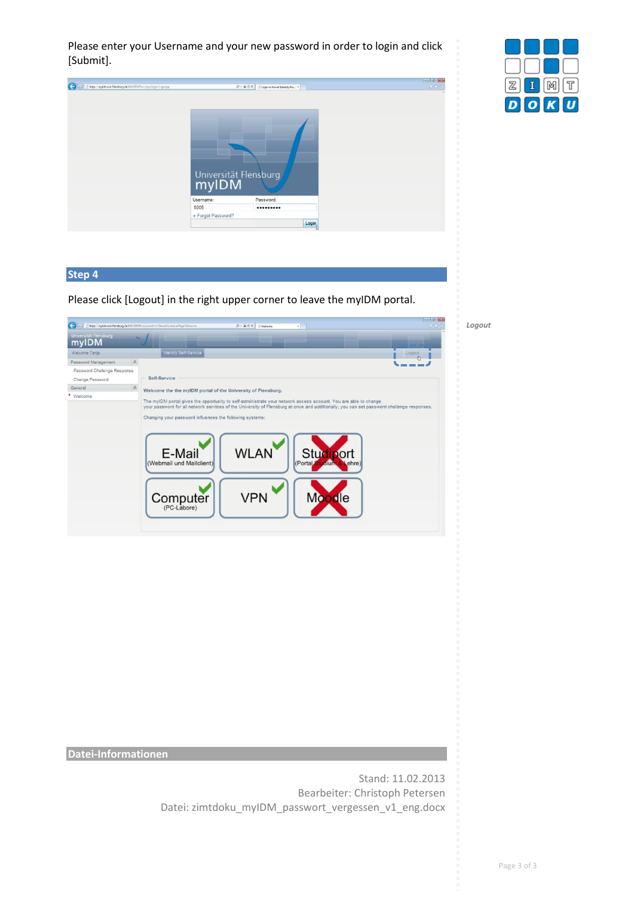Please enter your Username and your new password in order to login and click [Submit].

## Step 4

Please click [Logout] in the right upper corner to leave the myIDM portal.

*Logout*

## Datei-Informationen

Stand: 11.02.2013

Bearbeiter: Christoph Petersen

Datei: zimtdoku_myIDM_passwort_vergessen_v1_eng.docx